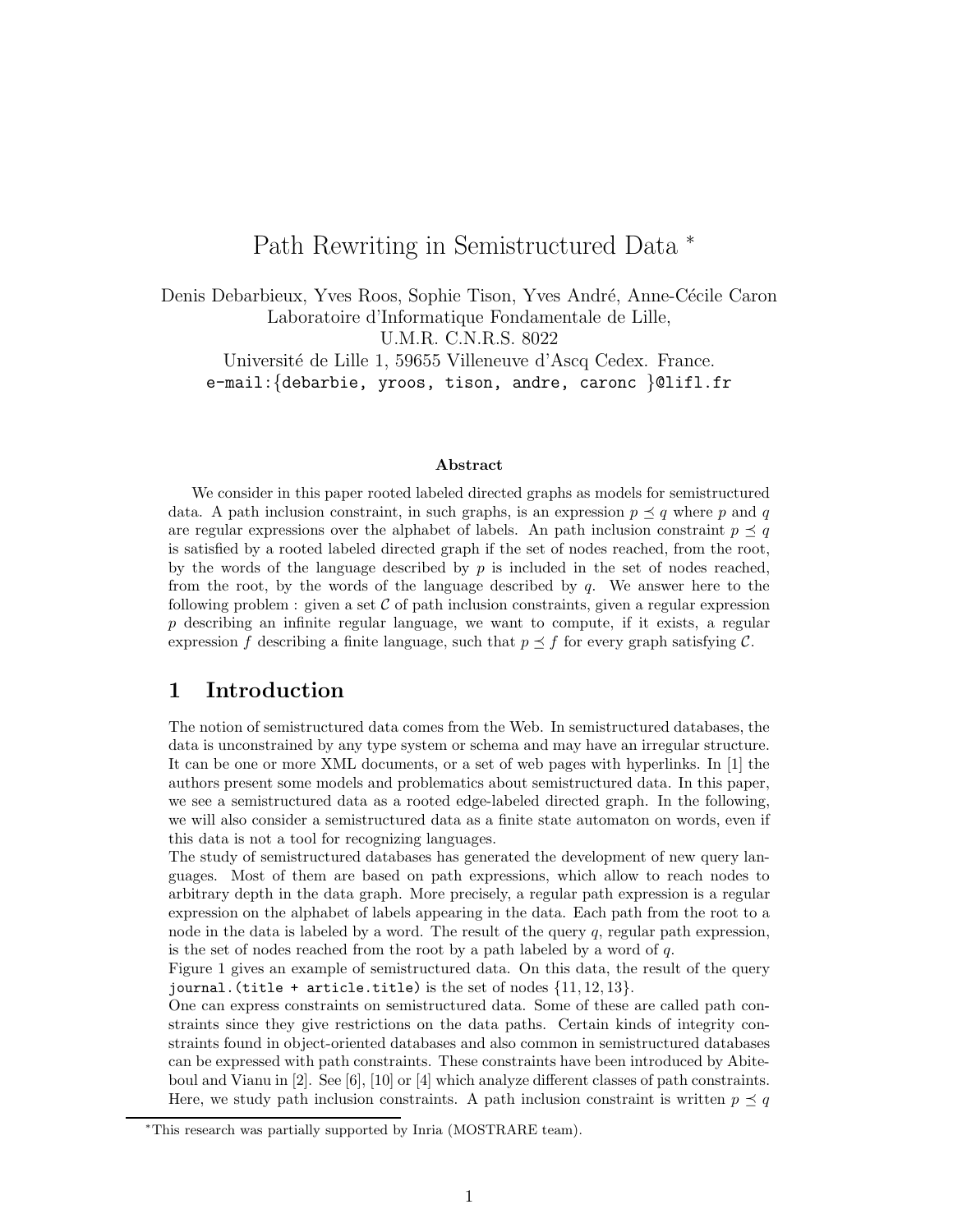# Path Rewriting in Semistructured Data *

Denis Debarbieux, Yves Roos, Sophie Tison, Yves André, Anne-Cécile Caron
Laboratoire d'Informatique Fondamentale de Lille,
U.M.R. C.N.R.S. 8022
Université de Lille 1, 59655 Villeneuve d'Ascq Cedex. France.
e-mail:{debarbie, yroos, tison, andre, caronc }@lifl.fr

### Abstract

We consider in this paper rooted labeled directed graphs as models for semistructured data. A path inclusion constraint, in such graphs, is an expression $p \preceq q$ where $p$ and $q$ are regular expressions over the alphabet of labels. An path inclusion constraint $p \preceq q$ is satisfied by a rooted labeled directed graph if the set of nodes reached, from the root, by the words of the language described by $p$ is included in the set of nodes reached, from the root, by the words of the language described by $q$. We answer here to the following problem : given a set $\mathcal{C}$ of path inclusion constraints, given a regular expression $p$ describing an infinite regular language, we want to compute, if it exists, a regular expression $f$ describing a finite language, such that $p \preceq f$ for every graph satisfying $\mathcal{C}$.

## 1 Introduction

The notion of semistructured data comes from the Web. In semistructured databases, the data is unconstrained by any type system or schema and may have an irregular structure. It can be one or more XML documents, or a set of web pages with hyperlinks. In [1] the authors present some models and problematics about semistructured data. In this paper, we see a semistructured data as a rooted edge-labeled directed graph. In the following, we will also consider a semistructured data as a finite state automaton on words, even if this data is not a tool for recognizing languages.
The study of semistructured databases has generated the development of new query languages. Most of them are based on path expressions, which allow to reach nodes to arbitrary depth in the data graph. More precisely, a regular path expression is a regular expression on the alphabet of labels appearing in the data. Each path from the root to a node in the data is labeled by a word. The result of the query $q$, regular path expression, is the set of nodes reached from the root by a path labeled by a word of $q$.
Figure 1 gives an example of semistructured data. On this data, the result of the query `journal.(title + article.title)` is the set of nodes $\{11, 12, 13\}$.
One can express constraints on semistructured data. Some of these are called path constraints since they give restrictions on the data paths. Certain kinds of integrity constraints found in object-oriented databases and also common in semistructured databases can be expressed with path constraints. These constraints have been introduced by Abiteboul and Vianu in [2]. See [6], [10] or [4] which analyze different classes of path constraints. Here, we study path inclusion constraints. A path inclusion constraint is written $p \preceq q$

*This research was partially supported by Inria (MOSTRARE team).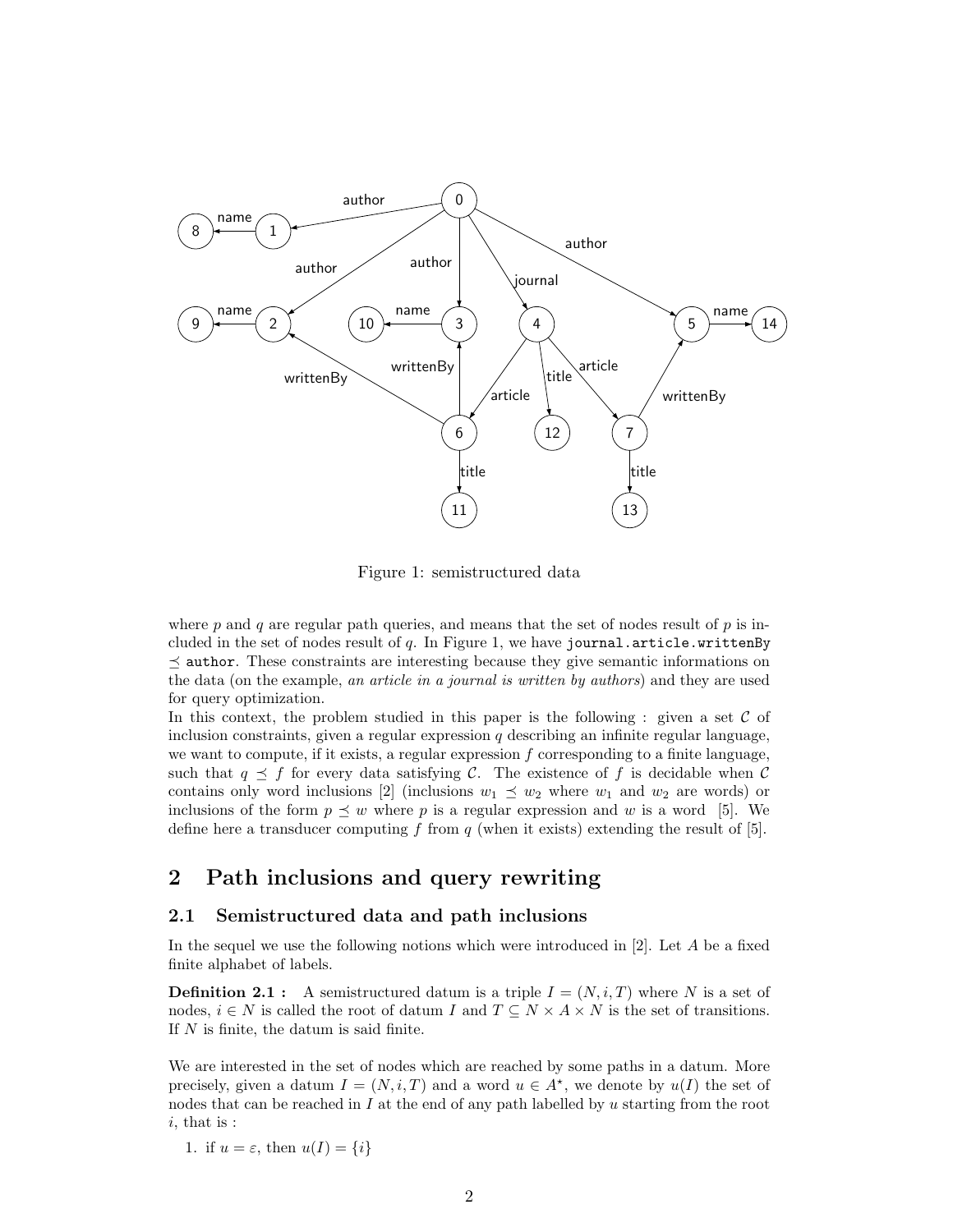Figure 1: semistructured data

where $p$ and $q$ are regular path queries, and means that the set of nodes result of $p$ is included in the set of nodes result of $q$. In Figure 1, we have `journal.article.writtenBy` $\preceq$ `author`. These constraints are interesting because they give semantic informations on the data (on the example, *an article in a journal is written by authors*) and they are used for query optimization.
In this context, the problem studied in this paper is the following : given a set $\mathcal{C}$ of inclusion constraints, given a regular expression $q$ describing an infinite regular language, we want to compute, if it exists, a regular expression $f$ corresponding to a finite language, such that $q \preceq f$ for every data satisfying $\mathcal{C}$. The existence of $f$ is decidable when $\mathcal{C}$ contains only word inclusions [2] (inclusions $w_1 \preceq w_2$ where $w_1$ and $w_2$ are words) or inclusions of the form $p \preceq w$ where $p$ is a regular expression and $w$ is a word [5]. We define here a transducer computing $f$ from $q$ (when it exists) extending the result of [5].

## 2 Path inclusions and query rewriting

### 2.1 Semistructured data and path inclusions

In the sequel we use the following notions which were introduced in [2]. Let $A$ be a fixed finite alphabet of labels.

**Definition 2.1 :** A semistructured datum is a triple $I = (N, i, T)$ where $N$ is a set of nodes, $i \in N$ is called the root of datum $I$ and $T \subseteq N \times A \times N$ is the set of transitions. If $N$ is finite, the datum is said finite.

We are interested in the set of nodes which are reached by some paths in a datum. More precisely, given a datum $I = (N, i, T)$ and a word $u \in A^\star$, we denote by $u(I)$ the set of nodes that can be reached in $I$ at the end of any path labelled by $u$ starting from the root $i$, that is :

1. if $u = \varepsilon$, then $u(I) = \{i\}$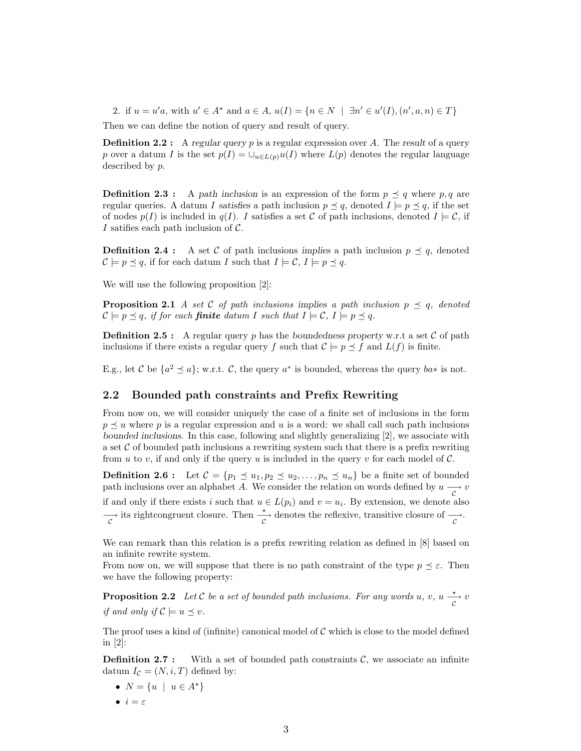2. if $u = u'a$, with $u' \in A^\star$ and $a \in A$, $u(I) = \{n \in N \mid \exists n' \in u'(I), (n', a, n) \in T\}$

Then we can define the notion of query and result of query.

**Definition 2.2 :** A *regular query* $p$ is a regular expression over $A$. The *result* of a query $p$ over a datum $I$ is the set $p(I) = \cup_{u \in L(p)} u(I)$ where $L(p)$ denotes the regular language described by $p$.

**Definition 2.3 :** A *path inclusion* is an expression of the form $p \preceq q$ where $p, q$ are regular queries. A datum $I$ *satisfies* a path inclusion $p \preceq q$, denoted $I \models p \preceq q$, if the set of nodes $p(I)$ is included in $q(I)$. $I$ satisfies a set $\mathcal{C}$ of path inclusions, denoted $I \models \mathcal{C}$, if $I$ satifies each path inclusion of $\mathcal{C}$.

**Definition 2.4 :** A set $\mathcal{C}$ of path inclusions *implies* a path inclusion $p \preceq q$, denoted $\mathcal{C} \models p \preceq q$, if for each datum $I$ such that $I \models \mathcal{C}$, $I \models p \preceq q$.

We will use the following proposition [2]:

**Proposition 2.1** *A set $\mathcal{C}$ of path inclusions implies a path inclusion $p \preceq q$, denoted $\mathcal{C} \models p \preceq q$, if for each **finite** datum $I$ such that $I \models \mathcal{C}$, $I \models p \preceq q$.*

**Definition 2.5 :** A regular query $p$ has the *boundedness property* w.r.t a set $\mathcal{C}$ of path inclusions if there exists a regular query $f$ such that $\mathcal{C} \models p \preceq f$ and $L(f)$ is finite.

E.g., let $\mathcal{C}$ be $\{a^2 \preceq a\}$; w.r.t. $\mathcal{C}$, the query $a^*$ is bounded, whereas the query $ba*$ is not.

## 2.2 Bounded path constraints and Prefix Rewriting

From now on, we will consider uniquely the case of a finite set of inclusions in the form $p \preceq u$ where $p$ is a regular expression and $u$ is a word: we shall call such path inclusions *bounded inclusions*. In this case, following and slightly generalizing [2], we associate with a set $\mathcal{C}$ of bounded path inclusions a rewriting system such that there is a prefix rewriting from $u$ to $v$, if and only if the query $u$ is included in the query $v$ for each model of $\mathcal{C}$.

**Definition 2.6 :** Let $\mathcal{C} = \{p_1 \preceq u_1, p_2 \preceq u_2, \ldots, p_n \preceq u_n\}$ be a finite set of bounded path inclusions over an alphabet $A$. We consider the relation on words defined by $u \underset{\mathcal{C}}{\longrightarrow} v$ if and only if there exists $i$ such that $u \in L(p_i)$ and $v = u_i$. By extension, we denote also $\underset{\mathcal{C}}{\longrightarrow}$ its rightcongruent closure. Then $\overset{\star}{\underset{\mathcal{C}}{\longrightarrow}}$ denotes the reflexive, transitive closure of $\underset{\mathcal{C}}{\longrightarrow}$.

We can remark than this relation is a prefix rewriting relation as defined in [8] based on an infinite rewrite system.

From now on, we will suppose that there is no path constraint of the type $p \preceq \varepsilon$. Then we have the following property:

**Proposition 2.2** *Let $\mathcal{C}$ be a set of bounded path inclusions. For any words $u$, $v$, $u \overset{\star}{\underset{\mathcal{C}}{\longrightarrow}} v$ if and only if $\mathcal{C} \models u \preceq v$.*

The proof uses a kind of (infinite) canonical model of $\mathcal{C}$ which is close to the model defined in [2]:

**Definition 2.7 :** With a set of bounded path constraints $\mathcal{C}$, we associate an infinite datum $I_{\mathcal{C}} = (N, i, T)$ defined by:

- $N = \{u \mid u \in A^\star\}$
- $i = \varepsilon$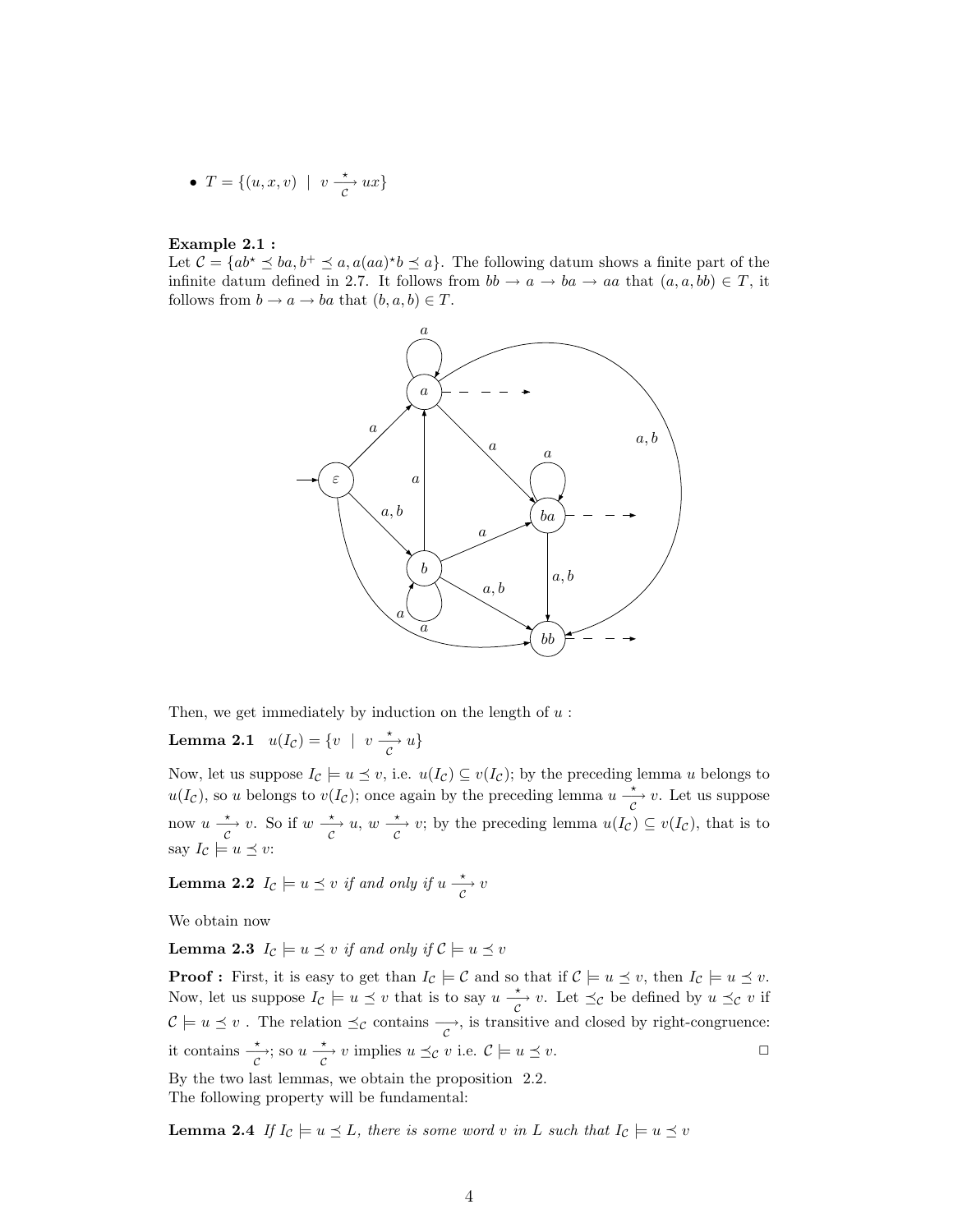- $T = \{(u, x, v) \mid v \xrightarrow[\mathcal{C}]{\star} ux\}$

**Example 2.1 :**
Let $\mathcal{C} = \{ab^\star \preceq ba, b^+ \preceq a, a(aa)^\star b \preceq a\}$. The following datum shows a finite part of the infinite datum defined in 2.7. It follows from $bb \to a \to ba \to aa$ that $(a, a, bb) \in T$, it follows from $b \to a \to ba$ that $(b, a, b) \in T$.

Then, we get immediately by induction on the length of $u$ :

**Lemma 2.1** $u(I_\mathcal{C}) = \{v \mid v \xrightarrow[\mathcal{C}]{\star} u\}$

Now, let us suppose $I_\mathcal{C} \models u \preceq v$, i.e. $u(I_\mathcal{C}) \subseteq v(I_\mathcal{C})$; by the preceding lemma $u$ belongs to $u(I_\mathcal{C})$, so $u$ belongs to $v(I_\mathcal{C})$; once again by the preceding lemma $u \xrightarrow[\mathcal{C}]{\star} v$. Let us suppose now $u \xrightarrow[\mathcal{C}]{\star} v$. So if $w \xrightarrow[\mathcal{C}]{\star} u$, $w \xrightarrow[\mathcal{C}]{\star} v$; by the preceding lemma $u(I_\mathcal{C}) \subseteq v(I_\mathcal{C})$, that is to say $I_\mathcal{C} \models u \preceq v$:

**Lemma 2.2** *$I_\mathcal{C} \models u \preceq v$ if and only if $u \xrightarrow[\mathcal{C}]{\star} v$*

We obtain now

**Lemma 2.3** *$I_\mathcal{C} \models u \preceq v$ if and only if $\mathcal{C} \models u \preceq v$*

**Proof :** First, it is easy to get than $I_\mathcal{C} \models \mathcal{C}$ and so that if $\mathcal{C} \models u \preceq v$, then $I_\mathcal{C} \models u \preceq v$. Now, let us suppose $I_\mathcal{C} \models u \preceq v$ that is to say $u \xrightarrow[\mathcal{C}]{\star} v$. Let $\preceq_\mathcal{C}$ be defined by $u \preceq_\mathcal{C} v$ if $\mathcal{C} \models u \preceq v$ . The relation $\preceq_\mathcal{C}$ contains $\xrightarrow[\mathcal{C}]{}$, is transitive and closed by right-congruence: it contains $\xrightarrow[\mathcal{C}]{\star}$; so $u \xrightarrow[\mathcal{C}]{\star} v$ implies $u \preceq_\mathcal{C} v$ i.e. $\mathcal{C} \models u \preceq v$. □

By the two last lemmas, we obtain the proposition 2.2.
The following property will be fundamental:

**Lemma 2.4** *If $I_\mathcal{C} \models u \preceq L$, there is some word $v$ in $L$ such that $I_\mathcal{C} \models u \preceq v$*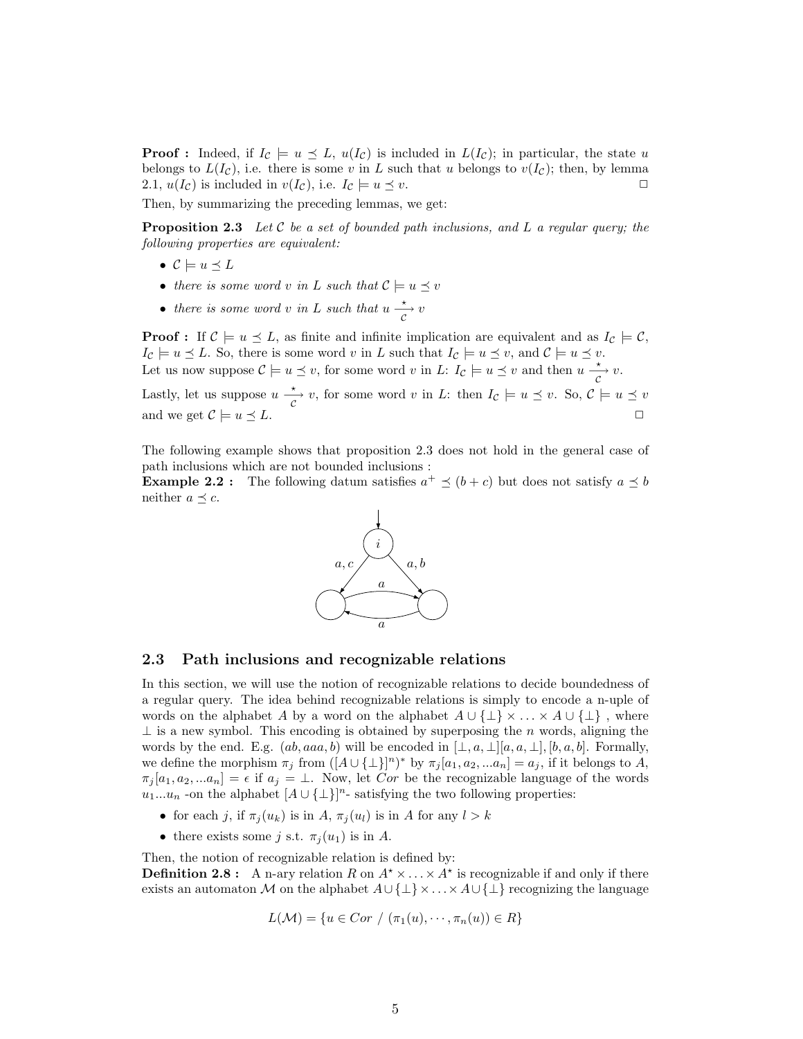**Proof :** Indeed, if $I_{\mathcal{C}} \models u \preceq L$, $u(I_{\mathcal{C}})$ is included in $L(I_{\mathcal{C}})$; in particular, the state $u$ belongs to $L(I_{\mathcal{C}})$, i.e. there is some $v$ in $L$ such that $u$ belongs to $v(I_{\mathcal{C}})$; then, by lemma 2.1, $u(I_{\mathcal{C}})$ is included in $v(I_{\mathcal{C}})$, i.e. $I_{\mathcal{C}} \models u \preceq v$. □

Then, by summarizing the preceding lemmas, we get:

**Proposition 2.3** *Let $\mathcal{C}$ be a set of bounded path inclusions, and $L$ a regular query; the following properties are equivalent:*

- $\mathcal{C} \models u \preceq L$
- *there is some word $v$ in $L$ such that $\mathcal{C} \models u \preceq v$*
- *there is some word $v$ in $L$ such that $u \xrightarrow[\mathcal{C}]{\star} v$*

**Proof :** If $\mathcal{C} \models u \preceq L$, as finite and infinite implication are equivalent and as $I_{\mathcal{C}} \models \mathcal{C}$, $I_{\mathcal{C}} \models u \preceq L$. So, there is some word $v$ in $L$ such that $I_{\mathcal{C}} \models u \preceq v$, and $\mathcal{C} \models u \preceq v$.
Let us now suppose $\mathcal{C} \models u \preceq v$, for some word $v$ in $L$: $I_{\mathcal{C}} \models u \preceq v$ and then $u \xrightarrow[\mathcal{C}]{\star} v$.
Lastly, let us suppose $u \xrightarrow[\mathcal{C}]{\star} v$, for some word $v$ in $L$: then $I_{\mathcal{C}} \models u \preceq v$. So, $\mathcal{C} \models u \preceq v$ and we get $\mathcal{C} \models u \preceq L$. □

The following example shows that proposition 2.3 does not hold in the general case of path inclusions which are not bounded inclusions :

**Example 2.2 :** The following datum satisfies $a^+ \preceq (b + c)$ but does not satisfy $a \preceq b$ neither $a \preceq c$.

## 2.3 Path inclusions and recognizable relations

In this section, we will use the notion of recognizable relations to decide boundedness of a regular query. The idea behind recognizable relations is simply to encode a n-uple of words on the alphabet $A$ by a word on the alphabet $A \cup \{\perp\} \times \ldots \times A \cup \{\perp\}$ , where $\perp$ is a new symbol. This encoding is obtained by superposing the $n$ words, aligning the words by the end. E.g. $(ab, aaa, b)$ will be encoded in $[\perp, a, \perp][a, a, \perp], [b, a, b]$. Formally, we define the morphism $\pi_j$ from $([A \cup \{\perp\}]^n)^*$ by $\pi_j[a_1, a_2, ...a_n] = a_j$, if it belongs to $A$, $\pi_j[a_1, a_2, ...a_n] = \epsilon$ if $a_j = \perp$. Now, let $Cor$ be the recognizable language of the words $u_1...u_n$ -on the alphabet $[A \cup \{\perp\}]^n$- satisfying the two following properties:

- for each $j$, if $\pi_j(u_k)$ is in $A$, $\pi_j(u_l)$ is in $A$ for any $l > k$
- there exists some $j$ s.t. $\pi_j(u_1)$ is in $A$.

Then, the notion of recognizable relation is defined by:

**Definition 2.8 :** A n-ary relation $R$ on $A^\star \times \ldots \times A^\star$ is recognizable if and only if there exists an automaton $\mathcal{M}$ on the alphabet $A \cup \{\perp\} \times \ldots \times A \cup \{\perp\}$ recognizing the language

$$L(\mathcal{M}) = \{u \in Cor \ / \ (\pi_1(u), \cdots, \pi_n(u)) \in R\}$$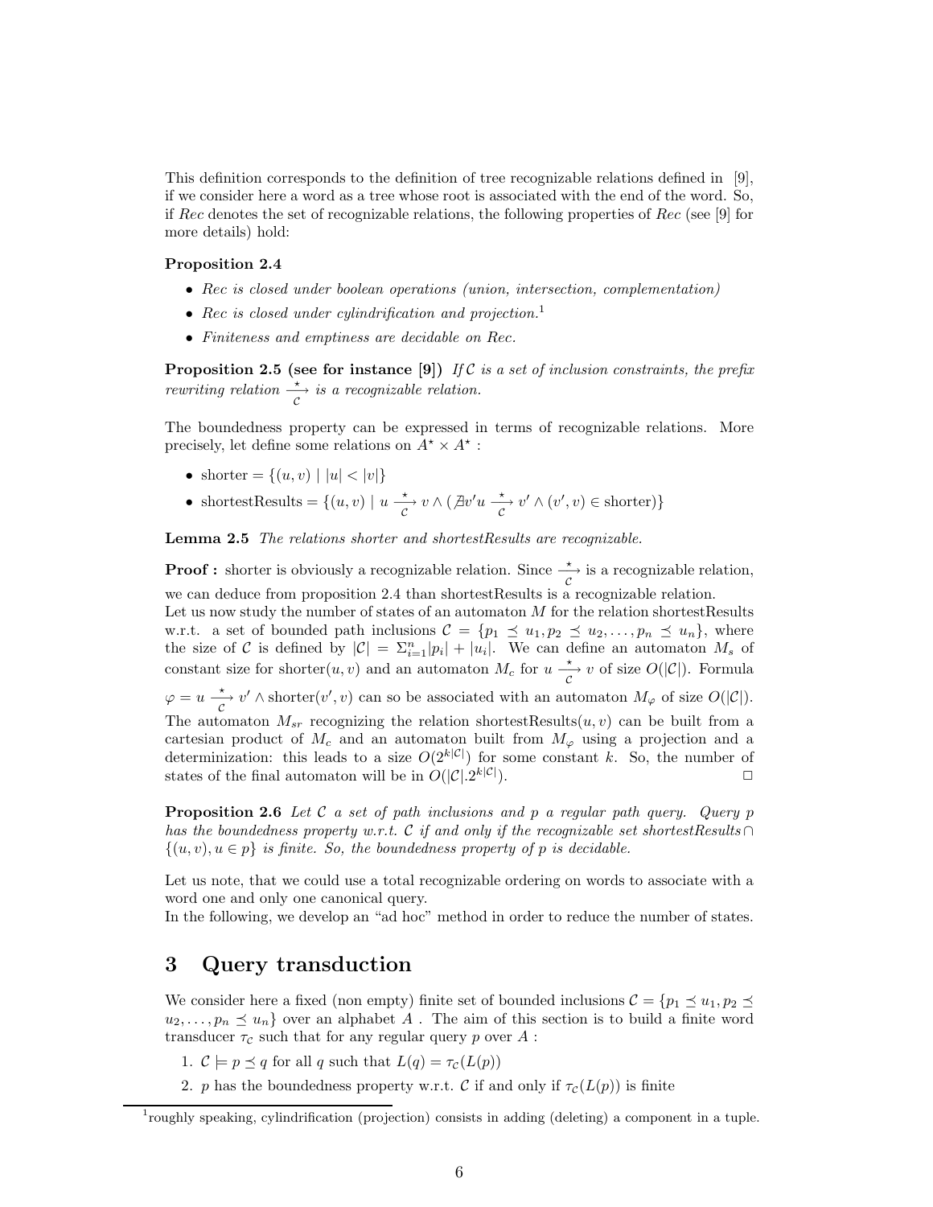This definition corresponds to the definition of tree recognizable relations defined in [9], if we consider here a word as a tree whose root is associated with the end of the word. So, if *Rec* denotes the set of recognizable relations, the following properties of *Rec* (see [9] for more details) hold:

**Proposition 2.4**

- *Rec is closed under boolean operations (union, intersection, complementation)*
- *Rec is closed under cylindrification and projection.*[1]
- *Finiteness and emptiness are decidable on Rec.*

**Proposition 2.5 (see for instance [9])** *If $\mathcal{C}$ is a set of inclusion constraints, the prefix rewriting relation $\xrightarrow[\mathcal{C}]{\star}$ is a recognizable relation.*

The boundedness property can be expressed in terms of recognizable relations. More precisely, let define some relations on $A^\star \times A^\star$ :

- $\text{shorter} = \{(u, v) \mid |u| < |v|\}$
- $\text{shortestResults} = \{(u, v) \mid u \xrightarrow[\mathcal{C}]{\star} v \wedge (\nexists v' u \xrightarrow[\mathcal{C}]{\star} v' \wedge (v', v) \in \text{shorter})\}$

**Lemma 2.5** *The relations shorter and shortestResults are recognizable.*

**Proof :** shorter is obviously a recognizable relation. Since $\xrightarrow[\mathcal{C}]{\star}$ is a recognizable relation, we can deduce from proposition 2.4 than shortestResults is a recognizable relation.
Let us now study the number of states of an automaton $M$ for the relation shortestResults w.r.t. a set of bounded path inclusions $\mathcal{C} = \{p_1 \preceq u_1, p_2 \preceq u_2, \ldots, p_n \preceq u_n\}$, where the size of $\mathcal{C}$ is defined by $|\mathcal{C}| = \Sigma_{i=1}^n |p_i| + |u_i|$. We can define an automaton $M_s$ of constant size for $\text{shorter}(u, v)$ and an automaton $M_c$ for $u \xrightarrow[\mathcal{C}]{\star} v$ of size $O(|\mathcal{C}|)$. Formula $\varphi = u \xrightarrow[\mathcal{C}]{\star} v' \wedge \text{shorter}(v', v)$ can so be associated with an automaton $M_\varphi$ of size $O(|\mathcal{C}|)$.
The automaton $M_{sr}$ recognizing the relation $\text{shortestResults}(u, v)$ can be built from a cartesian product of $M_c$ and an automaton built from $M_\varphi$ using a projection and a determinization: this leads to a size $O(2^{k|\mathcal{C}|})$ for some constant $k$. So, the number of states of the final automaton will be in $O(|\mathcal{C}|.2^{k|\mathcal{C}|})$. □

**Proposition 2.6** *Let $\mathcal{C}$ a set of path inclusions and $p$ a regular path query. Query $p$ has the boundedness property w.r.t. $\mathcal{C}$ if and only if the recognizable set shortestResults $\cap$ $\{(u, v), u \in p\}$ is finite. So, the boundedness property of $p$ is decidable.*

Let us note, that we could use a total recognizable ordering on words to associate with a word one and only one canonical query.
In the following, we develop an "ad hoc" method in order to reduce the number of states.

# 3 Query transduction

We consider here a fixed (non empty) finite set of bounded inclusions $\mathcal{C} = \{p_1 \preceq u_1, p_2 \preceq u_2, \ldots, p_n \preceq u_n\}$ over an alphabet $A$ . The aim of this section is to build a finite word transducer $\tau_\mathcal{C}$ such that for any regular query $p$ over $A$ :

1. $\mathcal{C} \models p \preceq q$ for all $q$ such that $L(q) = \tau_\mathcal{C}(L(p))$
2. $p$ has the boundedness property w.r.t. $\mathcal{C}$ if and only if $\tau_\mathcal{C}(L(p))$ is finite

[1] roughly speaking, cylindrification (projection) consists in adding (deleting) a component in a tuple.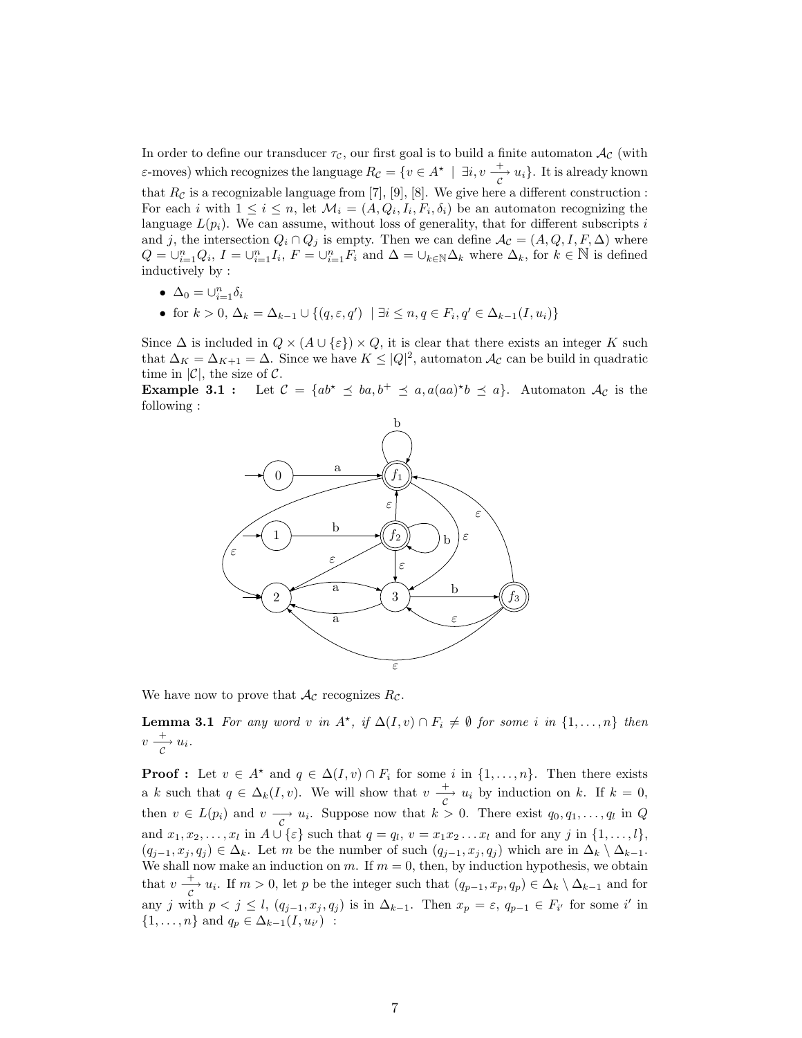In order to define our transducer $\tau_\mathcal{C}$, our first goal is to build a finite automaton $\mathcal{A}_\mathcal{C}$ (with $\varepsilon$-moves) which recognizes the language $R_\mathcal{C} = \{v \in A^\star \mid \exists i, v \xrightarrow[\mathcal{C}]{+} u_i\}$. It is already known that $R_\mathcal{C}$ is a recognizable language from [7], [9], [8]. We give here a different construction : For each $i$ with $1 \leq i \leq n$, let $\mathcal{M}_i = (A, Q_i, I_i, F_i, \delta_i)$ be an automaton recognizing the language $L(p_i)$. We can assume, without loss of generality, that for different subscripts $i$ and $j$, the intersection $Q_i \cap Q_j$ is empty. Then we can define $\mathcal{A}_\mathcal{C} = (A, Q, I, F, \Delta)$ where $Q = \cup_{i=1}^n Q_i$, $I = \cup_{i=1}^n I_i$, $F = \cup_{i=1}^n F_i$ and $\Delta = \cup_{k \in \mathbb{N}} \Delta_k$ where $\Delta_k$, for $k \in \mathbb{N}$ is defined inductively by :

- $\Delta_0 = \cup_{i=1}^n \delta_i$
- for $k > 0$, $\Delta_k = \Delta_{k-1} \cup \{(q, \varepsilon, q') \mid \exists i \leq n, q \in F_i, q' \in \Delta_{k-1}(I, u_i)\}$

Since $\Delta$ is included in $Q \times (A \cup \{\varepsilon\}) \times Q$, it is clear that there exists an integer $K$ such that $\Delta_K = \Delta_{K+1} = \Delta$. Since we have $K \leq |Q|^2$, automaton $\mathcal{A}_\mathcal{C}$ can be build in quadratic time in $|\mathcal{C}|$, the size of $\mathcal{C}$.

**Example 3.1 :** Let $\mathcal{C} = \{ab^\star \preceq ba, b^+ \preceq a, a(aa)^\star b \preceq a\}$. Automaton $\mathcal{A}_\mathcal{C}$ is the following :

We have now to prove that $\mathcal{A}_\mathcal{C}$ recognizes $R_\mathcal{C}$.

**Lemma 3.1** *For any word $v$ in $A^\star$, if $\Delta(I, v) \cap F_i \neq \emptyset$ for some $i$ in $\{1, \ldots, n\}$ then $v \xrightarrow[\mathcal{C}]{+} u_i$.*

**Proof :** Let $v \in A^\star$ and $q \in \Delta(I, v) \cap F_i$ for some $i$ in $\{1, \ldots, n\}$. Then there exists a $k$ such that $q \in \Delta_k(I, v)$. We will show that $v \xrightarrow[\mathcal{C}]{+} u_i$ by induction on $k$. If $k = 0$, then $v \in L(p_i)$ and $v \xrightarrow[\mathcal{C}]{} u_i$. Suppose now that $k > 0$. There exist $q_0, q_1, \ldots, q_l$ in $Q$ and $x_1, x_2, \ldots, x_l$ in $A \cup \{\varepsilon\}$ such that $q = q_l$, $v = x_1 x_2 \ldots x_l$ and for any $j$ in $\{1, \ldots, l\}$, $(q_{j-1}, x_j, q_j) \in \Delta_k$. Let $m$ be the number of such $(q_{j-1}, x_j, q_j)$ which are in $\Delta_k \setminus \Delta_{k-1}$. We shall now make an induction on $m$. If $m = 0$, then, by induction hypothesis, we obtain that $v \xrightarrow[\mathcal{C}]{+} u_i$. If $m > 0$, let $p$ be the integer such that $(q_{p-1}, x_p, q_p) \in \Delta_k \setminus \Delta_{k-1}$ and for any $j$ with $p < j \leq l$, $(q_{j-1}, x_j, q_j)$ is in $\Delta_{k-1}$. Then $x_p = \varepsilon$, $q_{p-1} \in F_{i'}$ for some $i'$ in $\{1, \ldots, n\}$ and $q_p \in \Delta_{k-1}(I, u_{i'})$ :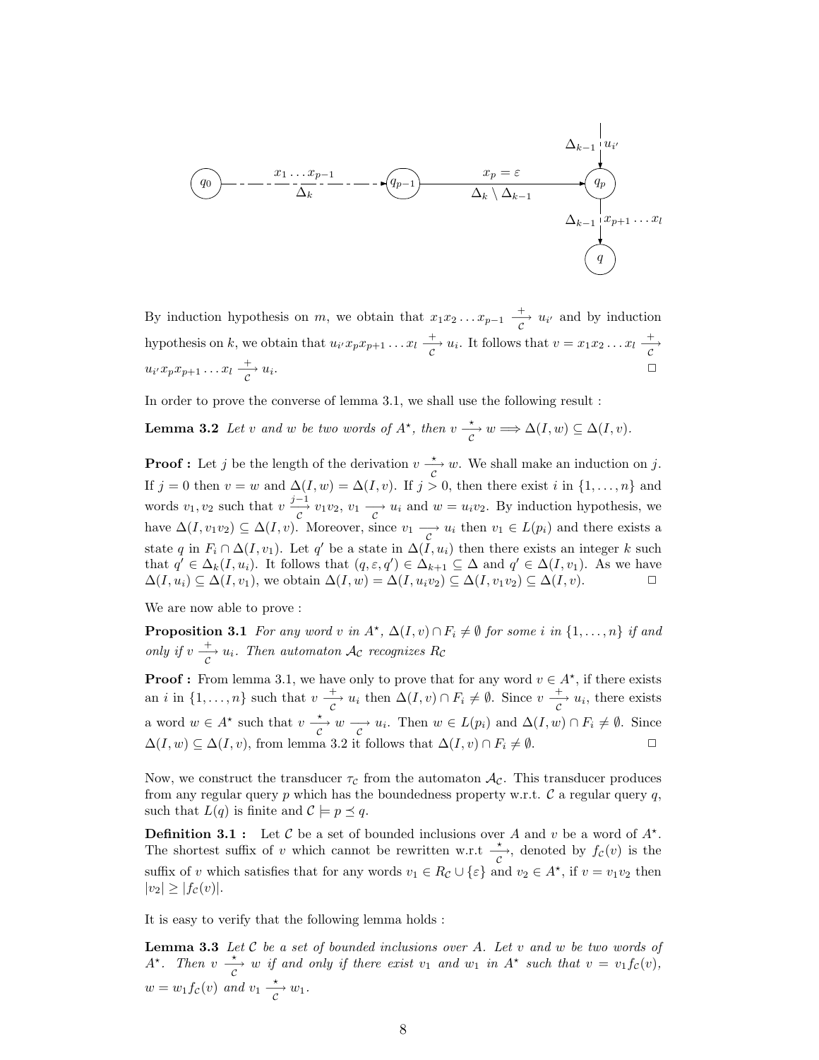By induction hypothesis on $m$, we obtain that $x_1 x_2 \ldots x_{p-1} \xrightarrow[\mathcal{C}]{+} u_{i'}$ and by induction hypothesis on $k$, we obtain that $u_{i'} x_p x_{p+1} \ldots x_l \xrightarrow[\mathcal{C}]{+} u_i$. It follows that $v = x_1 x_2 \ldots x_l \xrightarrow[\mathcal{C}]{+} u_{i'} x_p x_{p+1} \ldots x_l \xrightarrow[\mathcal{C}]{+} u_i$. □

In order to prove the converse of lemma 3.1, we shall use the following result :

**Lemma 3.2** *Let $v$ and $w$ be two words of $A^\star$, then $v \xrightarrow[\mathcal{C}]{\star} w \Longrightarrow \Delta(I, w) \subseteq \Delta(I, v)$.*

**Proof :** Let $j$ be the length of the derivation $v \xrightarrow[\mathcal{C}]{\star} w$. We shall make an induction on $j$. If $j = 0$ then $v = w$ and $\Delta(I, w) = \Delta(I, v)$. If $j > 0$, then there exist $i$ in $\{1, \ldots, n\}$ and words $v_1, v_2$ such that $v \xrightarrow[\mathcal{C}]{j-1} v_1 v_2$, $v_1 \xrightarrow[\mathcal{C}]{} u_i$ and $w = u_i v_2$. By induction hypothesis, we have $\Delta(I, v_1 v_2) \subseteq \Delta(I, v)$. Moreover, since $v_1 \xrightarrow[\mathcal{C}]{} u_i$ then $v_1 \in L(p_i)$ and there exists a state $q$ in $F_i \cap \Delta(I, v_1)$. Let $q'$ be a state in $\Delta(I, u_i)$ then there exists an integer $k$ such that $q' \in \Delta_k(I, u_i)$. It follows that $(q, \varepsilon, q') \in \Delta_{k+1} \subseteq \Delta$ and $q' \in \Delta(I, v_1)$. As we have $\Delta(I, u_i) \subseteq \Delta(I, v_1)$, we obtain $\Delta(I, w) = \Delta(I, u_i v_2) \subseteq \Delta(I, v_1 v_2) \subseteq \Delta(I, v)$. □

We are now able to prove :

**Proposition 3.1** *For any word $v$ in $A^\star$, $\Delta(I, v) \cap F_i \neq \emptyset$ for some $i$ in $\{1, \ldots, n\}$ if and only if $v \xrightarrow[\mathcal{C}]{+} u_i$. Then automaton $\mathcal{A}_\mathcal{C}$ recognizes $R_\mathcal{C}$*

**Proof :** From lemma 3.1, we have only to prove that for any word $v \in A^\star$, if there exists an $i$ in $\{1, \ldots, n\}$ such that $v \xrightarrow[\mathcal{C}]{+} u_i$ then $\Delta(I, v) \cap F_i \neq \emptyset$. Since $v \xrightarrow[\mathcal{C}]{+} u_i$, there exists a word $w \in A^\star$ such that $v \xrightarrow[\mathcal{C}]{\star} w \xrightarrow[\mathcal{C}]{} u_i$. Then $w \in L(p_i)$ and $\Delta(I, w) \cap F_i \neq \emptyset$. Since $\Delta(I, w) \subseteq \Delta(I, v)$, from lemma 3.2 it follows that $\Delta(I, v) \cap F_i \neq \emptyset$. □

Now, we construct the transducer $\tau_\mathcal{C}$ from the automaton $\mathcal{A}_\mathcal{C}$. This transducer produces from any regular query $p$ which has the boundedness property w.r.t. $\mathcal{C}$ a regular query $q$, such that $L(q)$ is finite and $\mathcal{C} \models p \preceq q$.

**Definition 3.1 :** Let $\mathcal{C}$ be a set of bounded inclusions over $A$ and $v$ be a word of $A^\star$. The shortest suffix of $v$ which cannot be rewritten w.r.t $\xrightarrow[\mathcal{C}]{\star}$, denoted by $f_\mathcal{C}(v)$ is the suffix of $v$ which satisfies that for any words $v_1 \in R_\mathcal{C} \cup \{\varepsilon\}$ and $v_2 \in A^\star$, if $v = v_1 v_2$ then $|v_2| \geq |f_\mathcal{C}(v)|$.

It is easy to verify that the following lemma holds :

**Lemma 3.3** *Let $\mathcal{C}$ be a set of bounded inclusions over $A$. Let $v$ and $w$ be two words of $A^\star$. Then $v \xrightarrow[\mathcal{C}]{\star} w$ if and only if there exist $v_1$ and $w_1$ in $A^\star$ such that $v = v_1 f_\mathcal{C}(v)$, $w = w_1 f_\mathcal{C}(v)$ and $v_1 \xrightarrow[\mathcal{C}]{\star} w_1$.*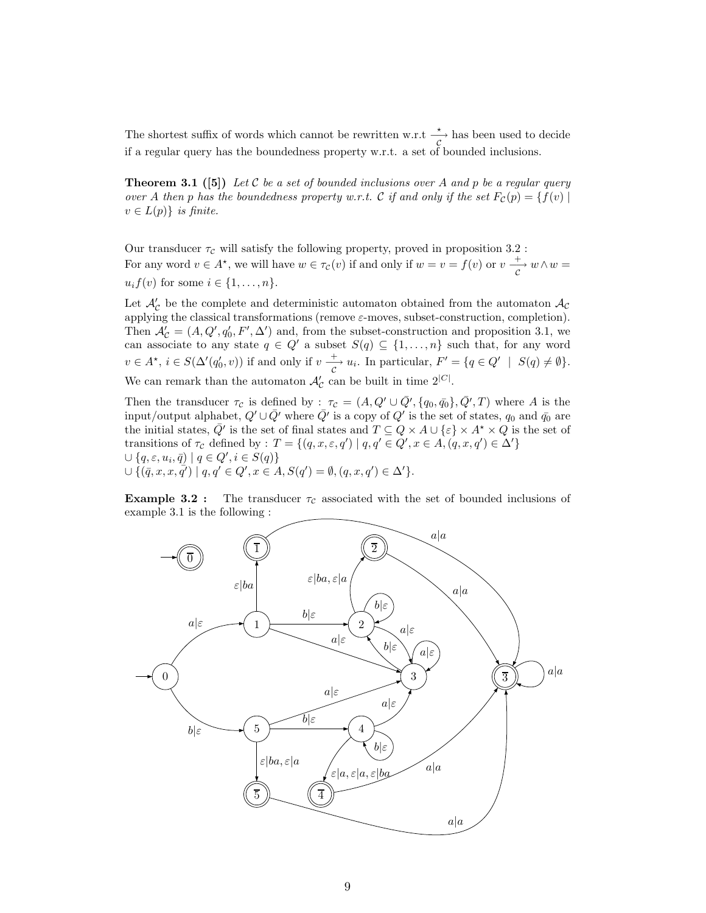The shortest suffix of words which cannot be rewritten w.r.t $\xrightarrow[\mathcal{C}]{\star}$ has been used to decide if a regular query has the boundedness property w.r.t. a set of bounded inclusions.

**Theorem 3.1 ([5])** *Let $\mathcal{C}$ be a set of bounded inclusions over $A$ and $p$ be a regular query over $A$ then $p$ has the boundedness property w.r.t. $\mathcal{C}$ if and only if the set $F_{\mathcal{C}}(p) = \{f(v) \mid v \in L(p)\}$ is finite.*

Our transducer $\tau_{\mathcal{C}}$ will satisfy the following property, proved in proposition 3.2 :
For any word $v \in A^\star$, we will have $w \in \tau_{\mathcal{C}}(v)$ if and only if $w = v = f(v)$ or $v \xrightarrow[\mathcal{C}]{+} w \wedge w = u_i f(v)$ for some $i \in \{1, \dots, n\}$.

Let $\mathcal{A}'_{\mathcal{C}}$ be the complete and deterministic automaton obtained from the automaton $\mathcal{A}_{\mathcal{C}}$ applying the classical transformations (remove $\varepsilon$-moves, subset-construction, completion). Then $\mathcal{A}'_{\mathcal{C}} = (A, Q', q'_0, F', \Delta')$ and, from the subset-construction and proposition 3.1, we can associate to any state $q \in Q'$ a subset $S(q) \subseteq \{1, \dots, n\}$ such that, for any word $v \in A^\star$, $i \in S(\Delta'(q'_0, v))$ if and only if $v \xrightarrow[\mathcal{C}]{+} u_i$. In particular, $F' = \{q \in Q' \mid S(q) \neq \emptyset\}$. We can remark than the automaton $\mathcal{A}'_{\mathcal{C}}$ can be built in time $2^{|C|}$.

Then the transducer $\tau_{\mathcal{C}}$ is defined by : $\tau_{\mathcal{C}} = (A, Q' \cup \bar{Q}', \{q_0, \bar{q_0}\}, \bar{Q}', T)$ where $A$ is the input/output alphabet, $Q' \cup \bar{Q}'$ where $\bar{Q}'$ is a copy of $Q'$ is the set of states, $q_0$ and $\bar{q_0}$ are the initial states, $\bar{Q}'$ is the set of final states and $T \subseteq Q \times A \cup \{\varepsilon\} \times A^\star \times Q$ is the set of transitions of $\tau_{\mathcal{C}}$ defined by : $T = \{(q, x, \varepsilon, q') \mid q, q' \in Q', x \in A, (q, x, q') \in \Delta'\}$
$\cup \{q, \varepsilon, u_i, \bar{q}) \mid q \in Q', i \in S(q)\}$
$\cup \{(\bar{q}, x, x, \bar{q'}) \mid q, q' \in Q', x \in A, S(q') = \emptyset, (q, x, q') \in \Delta'\}$.

**Example 3.2 :** The transducer $\tau_{\mathcal{C}}$ associated with the set of bounded inclusions of example 3.1 is the following :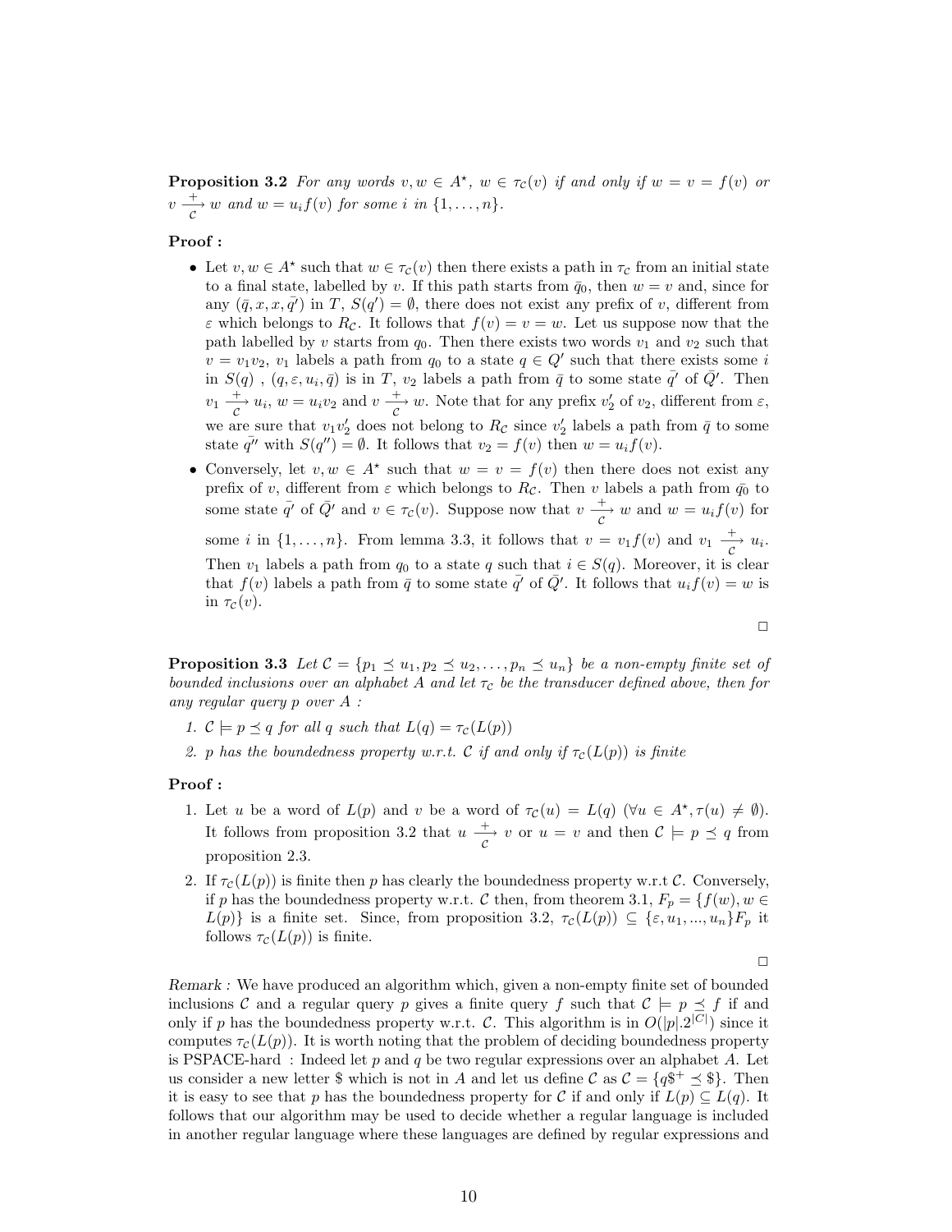**Proposition 3.2** *For any words $v, w \in A^\star$, $w \in \tau_\mathcal{C}(v)$ if and only if $w = v = f(v)$ or $v \xrightarrow[\mathcal{C}]{+} w$ and $w = u_i f(v)$ for some $i$ in $\{1, \ldots, n\}$.*

**Proof :**

- Let $v, w \in A^\star$ such that $w \in \tau_\mathcal{C}(v)$ then there exists a path in $\tau_\mathcal{C}$ from an initial state to a final state, labelled by $v$. If this path starts from $\bar{q}_0$, then $w = v$ and, since for any $(\bar{q}, x, x, \bar{q'})$ in $T$, $S(q') = \emptyset$, there does not exist any prefix of $v$, different from $\varepsilon$ which belongs to $R_\mathcal{C}$. It follows that $f(v) = v = w$. Let us suppose now that the path labelled by $v$ starts from $q_0$. Then there exists two words $v_1$ and $v_2$ such that $v = v_1 v_2$, $v_1$ labels a path from $q_0$ to a state $q \in Q'$ such that there exists some $i$ in $S(q)$ , $(q, \varepsilon, u_i, \bar{q})$ is in $T$, $v_2$ labels a path from $\bar{q}$ to some state $\bar{q'}$ of $\bar{Q}'$. Then $v_1 \xrightarrow[\mathcal{C}]{+} u_i$, $w = u_i v_2$ and $v \xrightarrow[\mathcal{C}]{+} w$. Note that for any prefix $v_2'$ of $v_2$, different from $\varepsilon$, we are sure that $v_1 v_2'$ does not belong to $R_\mathcal{C}$ since $v_2'$ labels a path from $\bar{q}$ to some state $\bar{q''}$ with $S(q'') = \emptyset$. It follows that $v_2 = f(v)$ then $w = u_i f(v)$.
- Conversely, let $v, w \in A^\star$ such that $w = v = f(v)$ then there does not exist any prefix of $v$, different from $\varepsilon$ which belongs to $R_\mathcal{C}$. Then $v$ labels a path from $\bar{q_0}$ to some state $\bar{q'}$ of $\bar{Q}'$ and $v \in \tau_\mathcal{C}(v)$. Suppose now that $v \xrightarrow[\mathcal{C}]{+} w$ and $w = u_i f(v)$ for some $i$ in $\{1, \ldots, n\}$. From lemma 3.3, it follows that $v = v_1 f(v)$ and $v_1 \xrightarrow[\mathcal{C}]{+} u_i$. Then $v_1$ labels a path from $q_0$ to a state $q$ such that $i \in S(q)$. Moreover, it is clear that $f(v)$ labels a path from $\bar{q}$ to some state $\bar{q'}$ of $\bar{Q}'$. It follows that $u_i f(v) = w$ is in $\tau_\mathcal{C}(v)$.

$\square$

**Proposition 3.3** *Let $\mathcal{C} = \{p_1 \preceq u_1, p_2 \preceq u_2, \ldots, p_n \preceq u_n\}$ be a non-empty finite set of bounded inclusions over an alphabet $A$ and let $\tau_\mathcal{C}$ be the transducer defined above, then for any regular query $p$ over $A$ :*

1. *$\mathcal{C} \models p \preceq q$ for all $q$ such that $L(q) = \tau_\mathcal{C}(L(p))$*
2. *$p$ has the boundedness property w.r.t. $\mathcal{C}$ if and only if $\tau_\mathcal{C}(L(p))$ is finite*

**Proof :**

1. Let $u$ be a word of $L(p)$ and $v$ be a word of $\tau_\mathcal{C}(u) = L(q)$ ($\forall u \in A^\star, \tau(u) \neq \emptyset$). It follows from proposition 3.2 that $u \xrightarrow[\mathcal{C}]{+} v$ or $u = v$ and then $\mathcal{C} \models p \preceq q$ from proposition 2.3.
2. If $\tau_\mathcal{C}(L(p))$ is finite then $p$ has clearly the boundedness property w.r.t $\mathcal{C}$. Conversely, if $p$ has the boundedness property w.r.t. $\mathcal{C}$ then, from theorem 3.1, $F_p = \{f(w), w \in L(p)\}$ is a finite set. Since, from proposition 3.2, $\tau_\mathcal{C}(L(p)) \subseteq \{\varepsilon, u_1, ..., u_n\} F_p$ it follows $\tau_\mathcal{C}(L(p))$ is finite.

$\square$

*Remark :* We have produced an algorithm which, given a non-empty finite set of bounded inclusions $\mathcal{C}$ and a regular query $p$ gives a finite query $f$ such that $\mathcal{C} \models p \preceq f$ if and only if $p$ has the boundedness property w.r.t. $\mathcal{C}$. This algorithm is in $O(|p|.2^{|C|})$ since it computes $\tau_\mathcal{C}(L(p))$. It is worth noting that the problem of deciding boundedness property is PSPACE-hard : Indeed let $p$ and $q$ be two regular expressions over an alphabet $A$. Let us consider a new letter \$ which is not in $A$ and let us define $\mathcal{C}$ as $\mathcal{C} = \{q\$^+ \preceq \$\}$. Then it is easy to see that $p$ has the boundedness property for $\mathcal{C}$ if and only if $L(p) \subseteq L(q)$. It follows that our algorithm may be used to decide whether a regular language is included in another regular language where these languages are defined by regular expressions and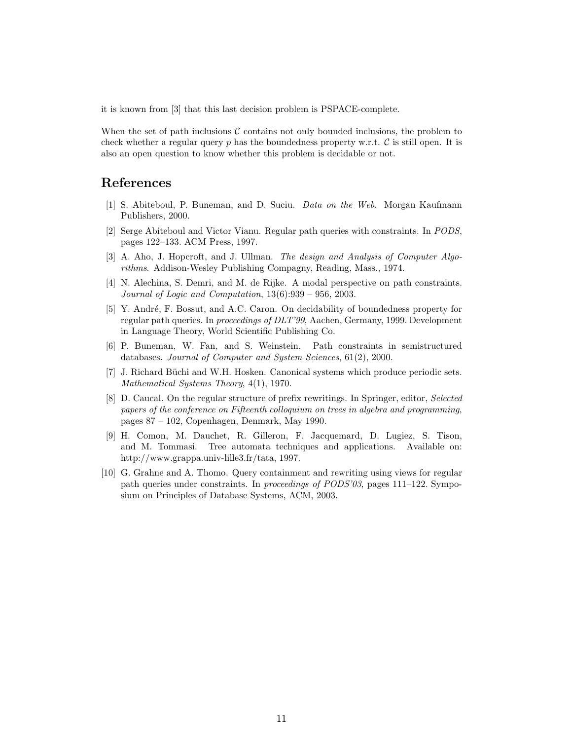it is known from [3] that this last decision problem is PSPACE-complete.

When the set of path inclusions $\mathcal{C}$ contains not only bounded inclusions, the problem to check whether a regular query $p$ has the boundedness property w.r.t. $\mathcal{C}$ is still open. It is also an open question to know whether this problem is decidable or not.

# References

[1] S. Abiteboul, P. Buneman, and D. Suciu. *Data on the Web*. Morgan Kaufmann Publishers, 2000.

[2] Serge Abiteboul and Victor Vianu. Regular path queries with constraints. In *PODS*, pages 122–133. ACM Press, 1997.

[3] A. Aho, J. Hopcroft, and J. Ullman. *The design and Analysis of Computer Algorithms*. Addison-Wesley Publishing Compagny, Reading, Mass., 1974.

[4] N. Alechina, S. Demri, and M. de Rijke. A modal perspective on path constraints. *Journal of Logic and Computation*, 13(6):939 – 956, 2003.

[5] Y. André, F. Bossut, and A.C. Caron. On decidability of boundedness property for regular path queries. In *proceedings of DLT'99*, Aachen, Germany, 1999. Development in Language Theory, World Scientific Publishing Co.

[6] P. Buneman, W. Fan, and S. Weinstein. Path constraints in semistructured databases. *Journal of Computer and System Sciences*, 61(2), 2000.

[7] J. Richard Büchi and W.H. Hosken. Canonical systems which produce periodic sets. *Mathematical Systems Theory*, 4(1), 1970.

[8] D. Caucal. On the regular structure of prefix rewritings. In Springer, editor, *Selected papers of the conference on Fifteenth colloquium on trees in algebra and programming*, pages 87 – 102, Copenhagen, Denmark, May 1990.

[9] H. Comon, M. Dauchet, R. Gilleron, F. Jacquemard, D. Lugiez, S. Tison, and M. Tommasi. Tree automata techniques and applications. Available on: http://www.grappa.univ-lille3.fr/tata, 1997.

[10] G. Grahne and A. Thomo. Query containment and rewriting using views for regular path queries under constraints. In *proceedings of PODS'03*, pages 111–122. Symposium on Principles of Database Systems, ACM, 2003.